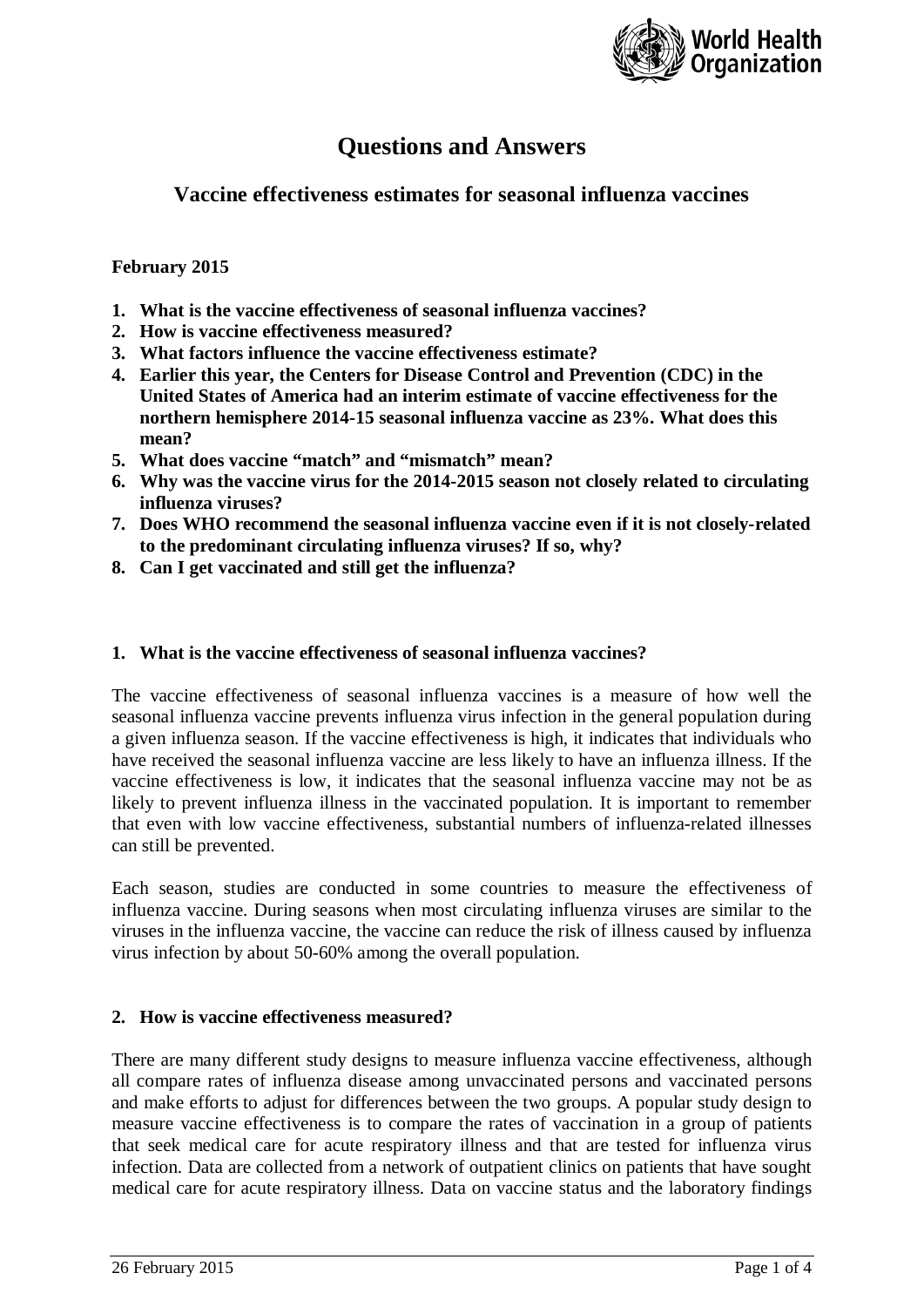# Questions and Answers

## Vaccine effectiveness estimates for seasonal influenza vaccines

**February 2015**

1. **What is the vaccine effectiveness of seasonal influenza vaccines?**
2. **How is vaccine effectiveness measured?**
3. **What factors influence the vaccine effectiveness estimate?**
4. **Earlier this year, the Centers for Disease Control and Prevention (CDC) in the United States of America had an interim estimate of vaccine effectiveness for the northern hemisphere 2014-15 seasonal influenza vaccine as 23%. What does this mean?**
5. **What does vaccine "match" and "mismatch" mean?**
6. **Why was the vaccine virus for the 2014-2015 season not closely related to circulating influenza viruses?**
7. **Does WHO recommend the seasonal influenza vaccine even if it is not closely-related to the predominant circulating influenza viruses? If so, why?**
8. **Can I get vaccinated and still get the influenza?**

### 1. What is the vaccine effectiveness of seasonal influenza vaccines?

The vaccine effectiveness of seasonal influenza vaccines is a measure of how well the seasonal influenza vaccine prevents influenza virus infection in the general population during a given influenza season. If the vaccine effectiveness is high, it indicates that individuals who have received the seasonal influenza vaccine are less likely to have an influenza illness. If the vaccine effectiveness is low, it indicates that the seasonal influenza vaccine may not be as likely to prevent influenza illness in the vaccinated population. It is important to remember that even with low vaccine effectiveness, substantial numbers of influenza-related illnesses can still be prevented.

Each season, studies are conducted in some countries to measure the effectiveness of influenza vaccine. During seasons when most circulating influenza viruses are similar to the viruses in the influenza vaccine, the vaccine can reduce the risk of illness caused by influenza virus infection by about 50-60% among the overall population.

### 2. How is vaccine effectiveness measured?

There are many different study designs to measure influenza vaccine effectiveness, although all compare rates of influenza disease among unvaccinated persons and vaccinated persons and make efforts to adjust for differences between the two groups. A popular study design to measure vaccine effectiveness is to compare the rates of vaccination in a group of patients that seek medical care for acute respiratory illness and that are tested for influenza virus infection. Data are collected from a network of outpatient clinics on patients that have sought medical care for acute respiratory illness. Data on vaccine status and the laboratory findings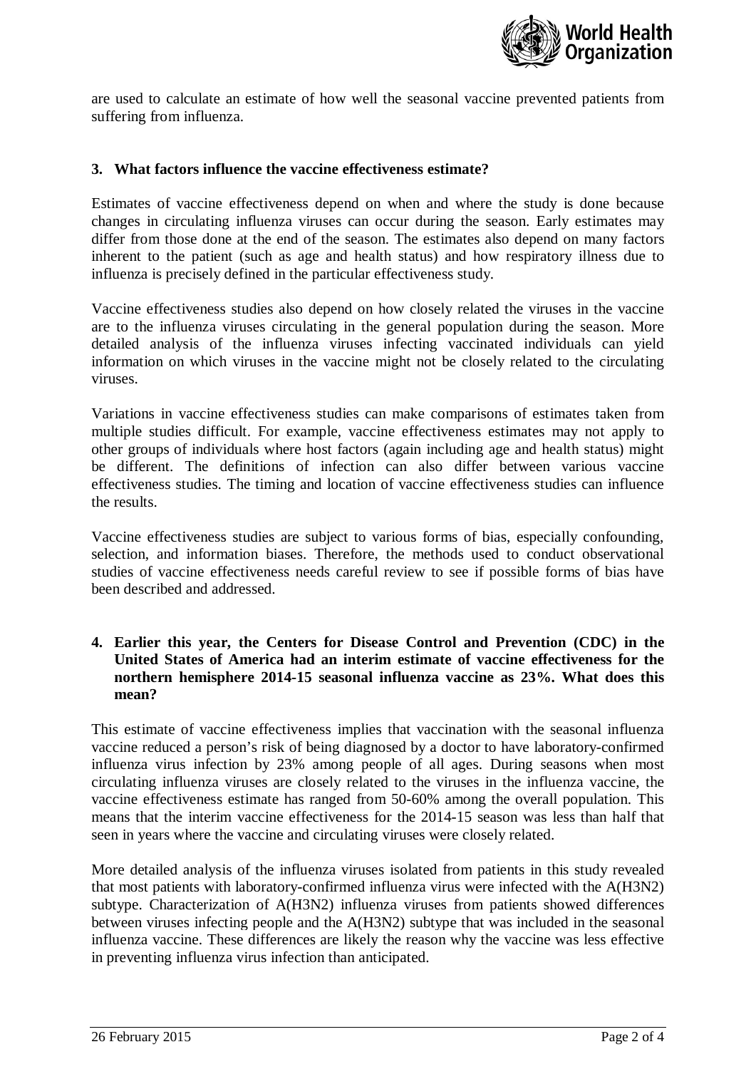are used to calculate an estimate of how well the seasonal vaccine prevented patients from suffering from influenza.

## 3. What factors influence the vaccine effectiveness estimate?

Estimates of vaccine effectiveness depend on when and where the study is done because changes in circulating influenza viruses can occur during the season. Early estimates may differ from those done at the end of the season. The estimates also depend on many factors inherent to the patient (such as age and health status) and how respiratory illness due to influenza is precisely defined in the particular effectiveness study.

Vaccine effectiveness studies also depend on how closely related the viruses in the vaccine are to the influenza viruses circulating in the general population during the season. More detailed analysis of the influenza viruses infecting vaccinated individuals can yield information on which viruses in the vaccine might not be closely related to the circulating viruses.

Variations in vaccine effectiveness studies can make comparisons of estimates taken from multiple studies difficult. For example, vaccine effectiveness estimates may not apply to other groups of individuals where host factors (again including age and health status) might be different. The definitions of infection can also differ between various vaccine effectiveness studies. The timing and location of vaccine effectiveness studies can influence the results.

Vaccine effectiveness studies are subject to various forms of bias, especially confounding, selection, and information biases. Therefore, the methods used to conduct observational studies of vaccine effectiveness needs careful review to see if possible forms of bias have been described and addressed.

## 4. Earlier this year, the Centers for Disease Control and Prevention (CDC) in the United States of America had an interim estimate of vaccine effectiveness for the northern hemisphere 2014-15 seasonal influenza vaccine as 23%. What does this mean?

This estimate of vaccine effectiveness implies that vaccination with the seasonal influenza vaccine reduced a person's risk of being diagnosed by a doctor to have laboratory-confirmed influenza virus infection by 23% among people of all ages. During seasons when most circulating influenza viruses are closely related to the viruses in the influenza vaccine, the vaccine effectiveness estimate has ranged from 50-60% among the overall population. This means that the interim vaccine effectiveness for the 2014-15 season was less than half that seen in years where the vaccine and circulating viruses were closely related.

More detailed analysis of the influenza viruses isolated from patients in this study revealed that most patients with laboratory-confirmed influenza virus were infected with the A(H3N2) subtype. Characterization of A(H3N2) influenza viruses from patients showed differences between viruses infecting people and the A(H3N2) subtype that was included in the seasonal influenza vaccine. These differences are likely the reason why the vaccine was less effective in preventing influenza virus infection than anticipated.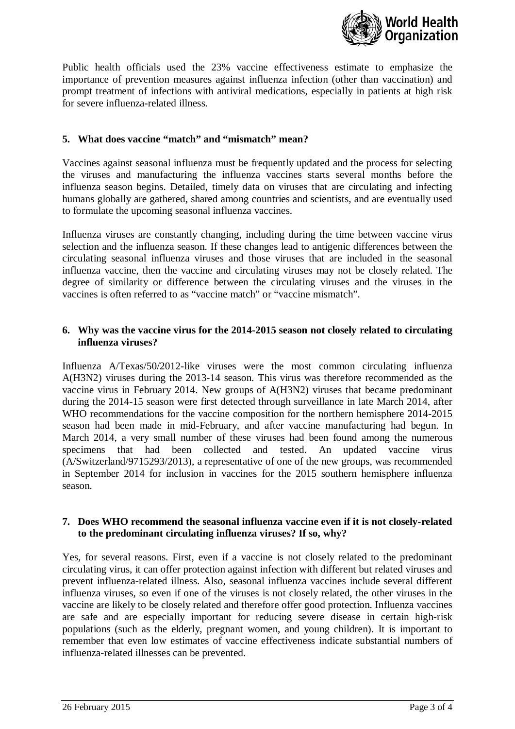Public health officials used the 23% vaccine effectiveness estimate to emphasize the importance of prevention measures against influenza infection (other than vaccination) and prompt treatment of infections with antiviral medications, especially in patients at high risk for severe influenza-related illness.

## 5. What does vaccine "match" and "mismatch" mean?

Vaccines against seasonal influenza must be frequently updated and the process for selecting the viruses and manufacturing the influenza vaccines starts several months before the influenza season begins. Detailed, timely data on viruses that are circulating and infecting humans globally are gathered, shared among countries and scientists, and are eventually used to formulate the upcoming seasonal influenza vaccines.

Influenza viruses are constantly changing, including during the time between vaccine virus selection and the influenza season. If these changes lead to antigenic differences between the circulating seasonal influenza viruses and those viruses that are included in the seasonal influenza vaccine, then the vaccine and circulating viruses may not be closely related. The degree of similarity or difference between the circulating viruses and the viruses in the vaccines is often referred to as "vaccine match" or "vaccine mismatch".

## 6. Why was the vaccine virus for the 2014-2015 season not closely related to circulating influenza viruses?

Influenza A/Texas/50/2012-like viruses were the most common circulating influenza A(H3N2) viruses during the 2013-14 season. This virus was therefore recommended as the vaccine virus in February 2014. New groups of A(H3N2) viruses that became predominant during the 2014-15 season were first detected through surveillance in late March 2014, after WHO recommendations for the vaccine composition for the northern hemisphere 2014-2015 season had been made in mid-February, and after vaccine manufacturing had begun. In March 2014, a very small number of these viruses had been found among the numerous specimens that had been collected and tested. An updated vaccine virus (A/Switzerland/9715293/2013), a representative of one of the new groups, was recommended in September 2014 for inclusion in vaccines for the 2015 southern hemisphere influenza season.

## 7. Does WHO recommend the seasonal influenza vaccine even if it is not closely-related to the predominant circulating influenza viruses? If so, why?

Yes, for several reasons. First, even if a vaccine is not closely related to the predominant circulating virus, it can offer protection against infection with different but related viruses and prevent influenza-related illness. Also, seasonal influenza vaccines include several different influenza viruses, so even if one of the viruses is not closely related, the other viruses in the vaccine are likely to be closely related and therefore offer good protection. Influenza vaccines are safe and are especially important for reducing severe disease in certain high-risk populations (such as the elderly, pregnant women, and young children). It is important to remember that even low estimates of vaccine effectiveness indicate substantial numbers of influenza-related illnesses can be prevented.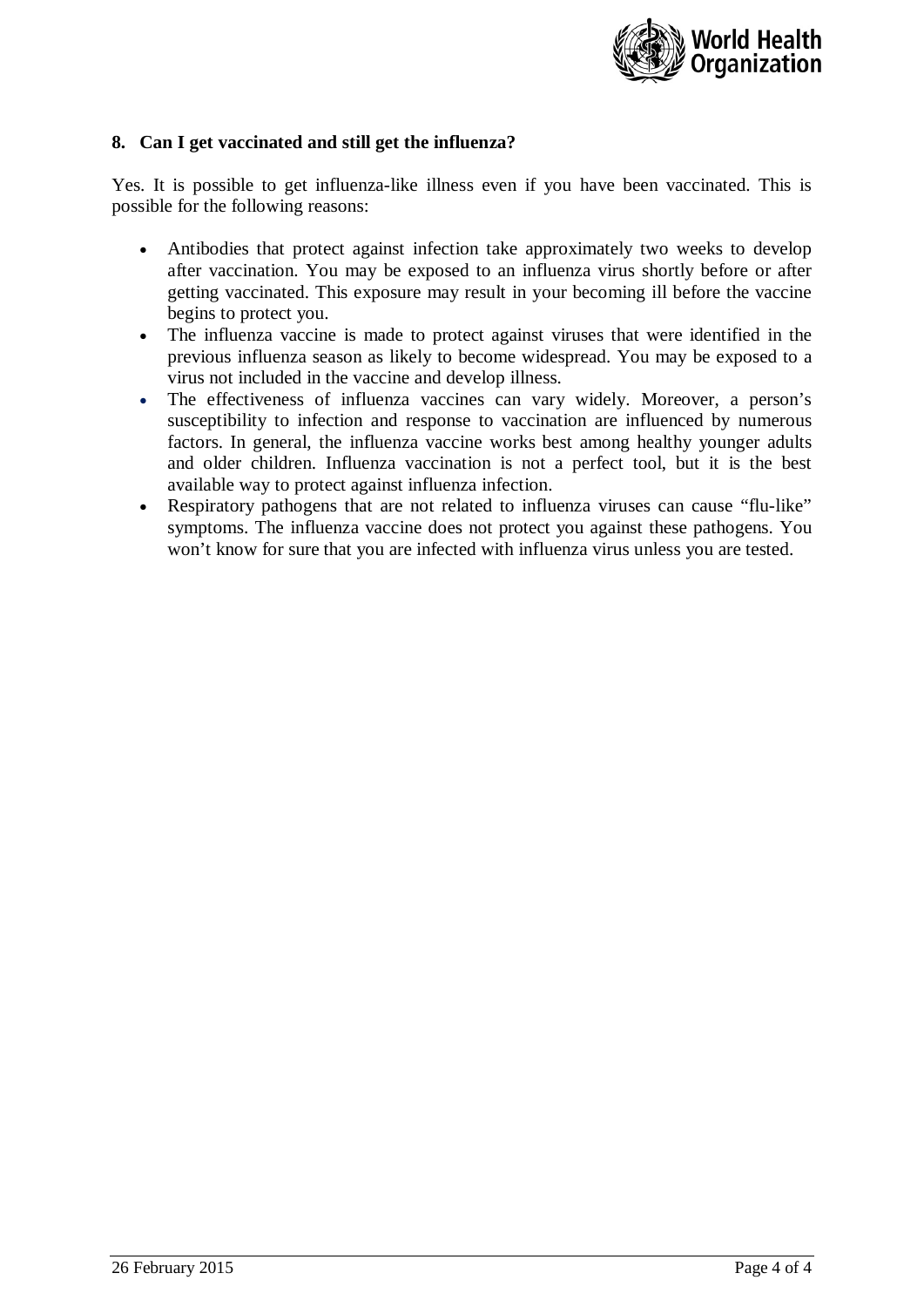**8. Can I get vaccinated and still get the influenza?**

Yes. It is possible to get influenza-like illness even if you have been vaccinated. This is possible for the following reasons:

- Antibodies that protect against infection take approximately two weeks to develop after vaccination. You may be exposed to an influenza virus shortly before or after getting vaccinated. This exposure may result in your becoming ill before the vaccine begins to protect you.
- The influenza vaccine is made to protect against viruses that were identified in the previous influenza season as likely to become widespread. You may be exposed to a virus not included in the vaccine and develop illness.
- The effectiveness of influenza vaccines can vary widely. Moreover, a person's susceptibility to infection and response to vaccination are influenced by numerous factors. In general, the influenza vaccine works best among healthy younger adults and older children. Influenza vaccination is not a perfect tool, but it is the best available way to protect against influenza infection.
- Respiratory pathogens that are not related to influenza viruses can cause "flu-like" symptoms. The influenza vaccine does not protect you against these pathogens. You won't know for sure that you are infected with influenza virus unless you are tested.